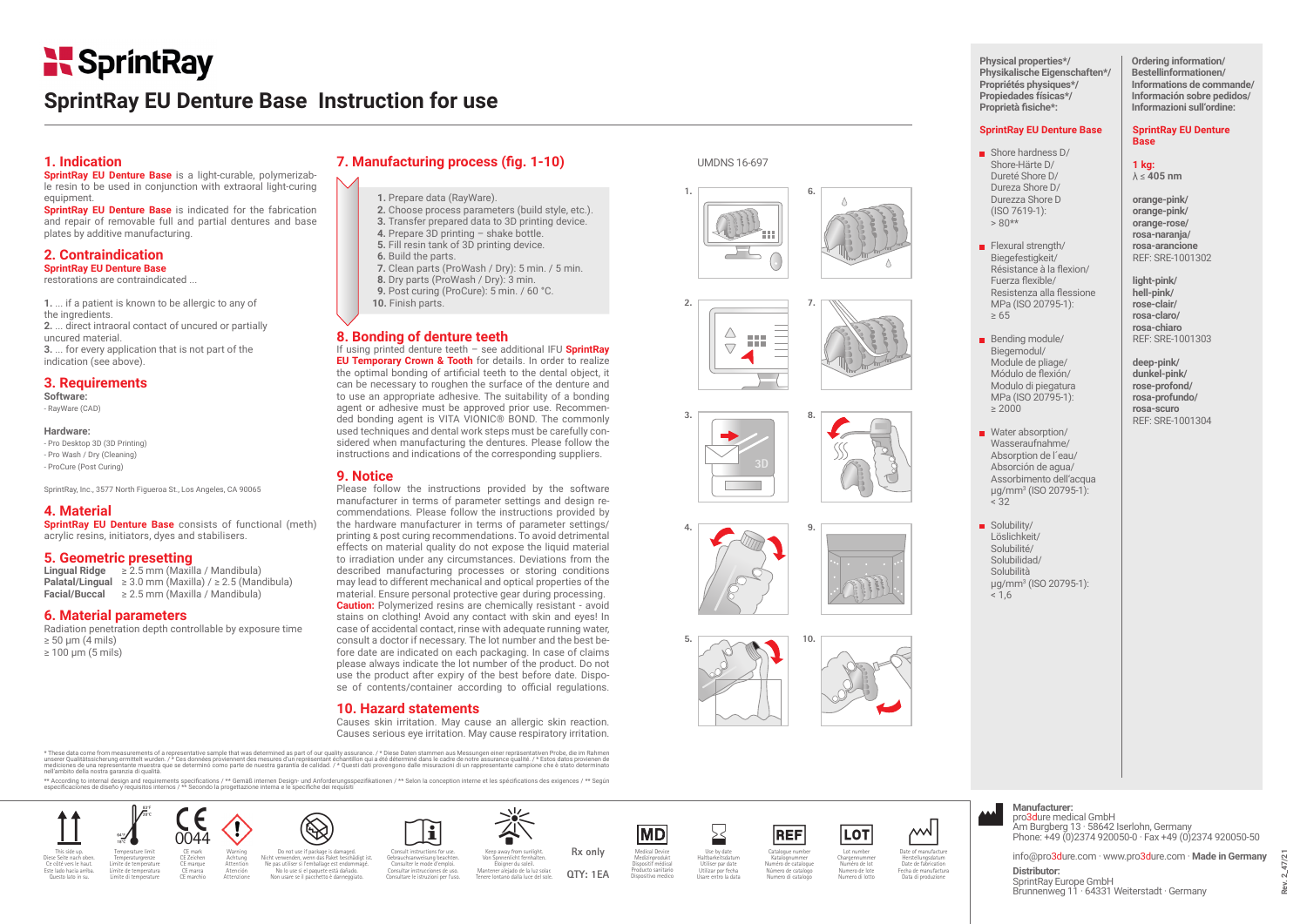# SprintRay EU Denture Base Instruction for use

## 1. Indication

**SprintRay EU Denture Base** is a light-curable, polymerizable resin to be used in conjunction with extraoral light-curing equipment.

**SprintRay EU Denture Base** is indicated for the fabrication and repair of removable full and partial dentures and base plates by additive manufacturing.

## 2. Contraindication

**SprintRay EU Denture Base** restorations are contraindicated ...

1. ... if a patient is known to be allergic to any of the ingredients.
2. ... direct intraoral contact of uncured or partially uncured material.
3. ... for every application that is not part of the indication (see above).

## 3. Requirements

**Software:**
- RayWare (CAD)

**Hardware:**
- Pro Desktop 3D (3D Printing)
- Pro Wash / Dry (Cleaning)
- ProCure (Post Curing)

SprintRay, Inc., 3577 North Figueroa St., Los Angeles, CA 90065

## 4. Material

**SprintRay EU Denture Base** consists of functional (meth) acrylic resins, initiators, dyes and stabilisers.

## 5. Geometric presetting

| | |
|---|---|
| **Lingual Ridge** | ≥ 2.5 mm (Maxilla / Mandibula) |
| **Palatal/Lingual** | ≥ 3.0 mm (Maxilla) / ≥ 2.5 (Mandibula) |
| **Facial/Buccal** | ≥ 2.5 mm (Maxilla / Mandibula) |

## 6. Material parameters

Radiation penetration depth controllable by exposure time
≥ 50 µm (4 mils)
≥ 100 µm (5 mils)

## 7. Manufacturing process (fig. 1-10)

1. Prepare data (RayWare).
2. Choose process parameters (build style, etc.).
3. Transfer prepared data to 3D printing device.
4. Prepare 3D printing – shake bottle.
5. Fill resin tank of 3D printing device.
6. Build the parts.
7. Clean parts (ProWash / Dry): 5 min. / 5 min.
8. Dry parts (ProWash / Dry): 3 min.
9. Post curing (ProCure): 5 min. / 60 °C.
10. Finish parts.

## 8. Bonding of denture teeth

If using printed denture teeth – see additional IFU **SprintRay EU Temporary Crown & Tooth** for details. In order to realize the optimal bonding of artificial teeth to the dental object, it can be necessary to roughen the surface of the denture and to use an appropriate adhesive. The suitability of a bonding agent or adhesive must be approved prior use. Recommended bonding agent is VITA VIONIC® BOND. The commonly used techniques and dental work steps must be carefully considered when manufacturing the dentures. Please follow the instructions and indications of the corresponding suppliers.

## 9. Notice

Please follow the instructions provided by the software manufacturer in terms of parameter settings and design recommendations. Please follow the instructions provided by the hardware manufacturer in terms of parameter settings/ printing & post curing recommendations. To avoid detrimental effects on material quality do not expose the liquid material to irradiation under any circumstances. Deviations from the described manufacturing processes or storing conditions may lead to different mechanical and optical properties of the material. Ensure personal protective gear during processing. **Caution:** Polymerized resins are chemically resistant - avoid stains on clothing! Avoid any contact with skin and eyes! In case of accidental contact, rinse with adequate running water, consult a doctor if necessary. The lot number and the best before date are indicated on each packaging. In case of claims please always indicate the lot number of the product. Do not use the product after expiry of the best before date. Dispose of contents/container according to official regulations.

## 10. Hazard statements

Causes skin irritation. May cause an allergic skin reaction. Causes serious eye irritation. May cause respiratory irritation.

UMDNS 16-697

**Physical properties*/ Physikalische Eigenschaften*/ Propriétés physiques*/ Propiedades físicas*/ Proprietà fisiche*:**

**SprintRay EU Denture Base**

- Shore hardness D/ Shore-Härte D/ Dureté Shore D/ Dureza Shore D/ Durezza Shore D (ISO 7619-1): > 80**
- Flexural strength/ Biegefestigkeit/ Résistance à la flexion/ Fuerza flexible/ Resistenza alla flessione MPa (ISO 20795-1): ≥ 65
- Bending module/ Biegemodul/ Module de pliage/ Módulo de flexión/ Modulo di piegatura MPa (ISO 20795-1): ≥ 2000
- Water absorption/ Wasseraufnahme/ Absorption de l´eau/ Absorción de agua/ Assorbimento dell'acqua µg/mm³ (ISO 20795-1): < 32
- Solubility/ Löslichkeit/ Solubilité/ Solubilidad/ Solubilità µg/mm³ (ISO 20795-1): < 1,6

**Ordering information/ Bestellinformationen/ Informations de commande/ Información sobre pedidos/ Informazioni sull'ordine:**

**SprintRay EU Denture Base**

**1 kg:**
λ ≤ **405 nm**

**orange-pink/ orange-pink/ orange-rose/ rosa-naranja/ rosa-arancione**
REF: SRE-1001302

**light-pink/ hell-pink/ rose-clair/ rosa-claro/ rosa-chiaro**
REF: SRE-1001303

**deep-pink/ dunkel-pink/ rose-profond/ rosa-profundo/ rosa-scuro**
REF: SRE-1001304

\* These data come from measurements of a representative sample that was determined as part of our quality assurance. / * Diese Daten stammen aus Messungen einer repräsentativen Probe, die im Rahmen unserer Qualitätssicherung ermittelt wurden. / * Ces données proviennent des mesures d'un représentant échantillon qui a été déterminé dans le cadre de notre assurance qualité. / * Estos datos provienen de mediciones de una representante muestra que se determinó como parte de nuestra garantía de calidad. / * Questi dati provengono dalle misurazioni di un rappresentante campione che è stato determinato nell'ambito della nostra garanzia di qualità.

\** According to internal design and requirements specifications / ** Gemäß internen Design- und Anforderungsspezifikationen / ** Selon la conception interne et les spécifications des exigences / ** Según especificaciones de diseño y requisitos internos / ** Secondo la progettazione interna e le specifiche dei requisiti

This side up. Diese Seite nach oben. Ce côté vers le haut. Este lado hacia arriba. Questo lato in su.

Temperature limit / Temperaturgrenze / Limite de température / Límite de temperatura / Limite di temperatura

CE mark / CE Zeichen / CE marque / CE marca / CE marchio — 0044

Warning / Achtung / Attention / Atención / Attenzione

Do not use if package is damaged. Nicht verwenden, wenn das Paket beschädigt ist. Ne pas utiliser si l'emballage est endommagé. No lo use si el paquete está dañado. Non usare se il pacchetto è danneggiato.

Consult instructions for use. Gebrauchsanweisung beachten. Consulter le mode d'emploi. Consultar instrucciones de uso. Consultare le istruzioni per l'uso.

Keep away from sunlight. Von Sonnenlicht fernhalten. Eloigner du soleil. Mantener alejado de la luz solar. Tenere lontano dalla luce del sole.

Rx only

QTY: 1EA

Medical Device / Medizinprodukt / Dispositif médical / Producto sanitario / Dispositivo medico

Use by date / Haltbarkeitsdatum / Utiliser par date / Utilizar por fecha / Usare entro la data

Catalogue number / Katalognummer / Numéro de catalogue / Número de catálogo / Numero di catalogo

Lot number / Chargennummer / Numéro de lot / Número de lote / Numero di lotto

Date of manufacture / Herstellungsdatum / Date de fabrication / Fecha de fabricación / Data di produzione

**Manufacturer:**
pro3dure medical GmbH
Am Burgberg 13 · 58642 Iserlohn, Germany
Phone: +49 (0)2374 920050-0 · Fax +49 (0)2374 920050-50

info@pro3dure.com · www.pro3dure.com · **Made in Germany**

**Distributor:**
SprintRay Europe GmbH
Brunnenweg 11 · 64331 Weiterstadt · Germany

Rev. 2_47/21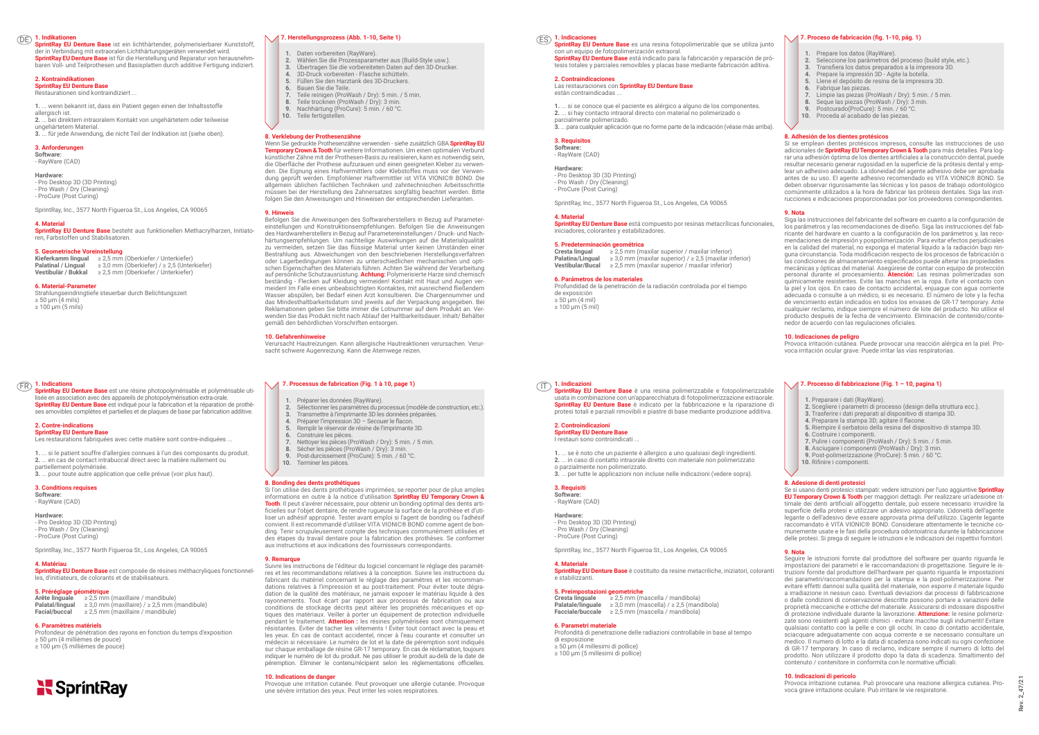# DE

## 1. Indikationen

**SprintRay EU Denture Base** ist ein lichthärtender, polymerisierbarer Kunststoff, der in Verbindung mit extraoralen Lichthärtungsgeräten verwendet wird.
**SprintRay EU Denture Base** ist für die Herstellung und Reparatur von herausnehmbaren Voll- und Teilprothesen und Basisplatten durch additive Fertigung indiziert.

## 2. Kontraindikationen

**SprintRay EU Denture Base**
Restaurationen sind kontraindiziert ...

1. ... wenn bekannt ist, dass ein Patient gegen einen der Inhaltsstoffe allergisch ist.
2. ... bei direktem intraoralem Kontakt von ungehärtetem oder teilweise ungehärtetem Material.
3. ... für jede Anwendung, die nicht Teil der Indikation ist (siehe oben).

## 3. Anforderungen

**Software:**
- RayWare (CAD)

**Hardware:**
- Pro Desktop 3D (3D Printing)
- Pro Wash / Dry (Cleaning)
- ProCure (Post Curing)

SprintRay, Inc., 3577 North Figueroa St., Los Angeles, CA 90065

## 4. Material

**SprintRay EU Denture Base** besteht aus funktionellen Methacrylharzen, Initiatoren, Farbstoffen und Stabilisatoren.

## 5. Geometrische Voreinstellung

| | |
|---|---|
| **Kieferkamm lingual** | ≥ 2,5 mm (Oberkiefer / Unterkiefer) |
| **Palatinal / Lingual** | ≥ 3,0 mm (Oberkiefer) / ≥ 2,5 (Unterkiefer) |
| **Vestibulär / Bukkal** | ≥ 2,5 mm (Oberkiefer / Unterkiefer) |

## 6. Material-Parameter

Strahlungseindringtiefe steuerbar durch Belichtungszeit
≥ 50 µm (4 mils)
≥ 100 µm (5 mils)

## 7. Herstellungsprozess (Abb. 1-10, Seite 1)

1. Daten vorbereiten (RayWare).
2. Wählen Sie die Prozessparameter aus (Build-Style usw.).
3. Übertragen Sie die vorbereiteten Daten auf den 3D-Drucker.
4. 3D-Druck vorbereiten - Flasche schütteln.
5. Füllen Sie den Harztank des 3D-Druckers.
6. Bauen Sie die Teile.
7. Teile reinigen (ProWash / Dry): 5 min. / 5 min.
8. Teile trocknen (ProWash / Dry): 3 min.
9. Nachhärtung (ProCure): 5 min. / 60 °C.
10. Teile fertigstellen.

## 8. Verklebung der Prothesenzähne

Wenn Sie gedruckte Prothesenzähne verwenden - siehe zusätzlich GBA **SprintRay EU Temporary Crown & Tooth** für weitere Informationen. Um einen optimalen Verbund künstlicher Zähne mit der Prothesen-Basis zu realisieren, kann es notwendig sein, die Oberfläche der Prothese aufzurauen und einen geeigneten Kleber zu verwenden. Die Eignung eines Haftvermittlers oder Klebstoffes muss vor der Verwendung geprüft werden. Empfohlener Haftvermittler ist VITA VIONIC® BOND. Die allgemein üblichen fachlichen Techniken und zahntechnischen Arbeitsschritte müssen bei der Herstellung des Zahnersatzes sorgfältig beachtet werden. Bitte folgen Sie den Anweisungen und Hinweisen der entsprechenden Lieferanten.

## 9. Hinweis

Befolgen Sie die Anweisungen des Softwareherstellers in Bezug auf Parametereinstellungen und Konstruktionsempfehlungen. Befolgen Sie die Anweisungen des Hardwareherstellers in Bezug auf Parametereinstellungen / Druck- und Nachhärtungsempfehlungen. Um nachteilige Auswirkungen auf die Materialqualität zu vermeiden, setzen Sie das flüssige Material unter keinen Umständen einer Bestrahlung aus. Abweichungen von den beschriebenen Herstellungsverfahren oder Lagerbedingungen können zu unterschiedlichen mechanischen und optischen Eigenschaften des Materials führen. Achten Sie während der Verarbeitung auf persönliche Schutzausrüstung. **Achtung:** Polymerisierte Harze sind chemisch beständig - Flecken auf Kleidung vermeiden! Kontakt mit Haut und Augen vermeiden! Im Falle eines unbeabsichtigten Kontaktes, mit ausreichend fließendem Wasser abspülen, bei Bedarf einen Arzt konsultieren. Die Chargennummer und das Mindesthaltbarkeitsdatum sind jeweils auf der Verpackung angegeben. Bei Reklamationen geben Sie bitte immer die Losnummer auf dem Produkt an. Verwenden Sie das Produkt nicht nach Ablauf der Haltbarkeitsdauer. Inhalt/ Behälter gemäß den behördlichen Vorschriften entsorgen.

## 10. Gefahrenhinweise

Verursacht Hautreizungen. Kann allergische Hautreaktionen verursachen. Verursacht schwere Augenreizung. Kann die Atemwege reizen.

# ES

## 1. Indicaciones

**SprintRay EU Denture Base** es una resina fotopolimerizable que se utiliza junto con un equipo de fotopolimerización extraoral.
**SprintRay EU Denture Base** está indicado para la fabricación y reparación de prótesis totales y parciales removibles y placas base mediante fabricación aditiva.

## 2. Contraindicaciones

Las restauraciones con **SprintRay EU Denture Base** están contraindicadas ...

1. ... si se conoce que el paciente es alérgico a alguno de los componentes.
2. ... si hay contacto intraoral directo con material no polimerizado o parcialmente polimerizado.
3. ... para cualquier aplicación que no forme parte de la indicación (véase más arriba).

## 3. Requisitos

**Software:**
- RayWare (CAD)

**Hardware:**
- Pro Desktop 3D (3D Printing)
- Pro Wash / Dry (Cleaning)
- ProCure (Post Curing)

SprintRay, Inc., 3577 North Figueroa St., Los Angeles, CA 90065

## 4. Material

**SprintRay EU Denture Base** está compuesto por resinas metacrílicas funcionales, iniciadores, colorantes y estabilizadores.

## 5. Predeterminación geométrica

| | |
|---|---|
| **Cresta lingual** | ≥ 2,5 mm (maxilar superior / maxilar inferior) |
| **Palatina/Lingual** | ≥ 3,0 mm (maxilar superior) / ≥ 2,5 (maxilar inferior) |
| **Vestibular/Bucal** | ≥ 2,5 mm (maxilar superior / maxilar inferior) |

## 6. Parámetros de los materiales

Profundidad de la penetración de la radiación controlada por el tiempo de exposición
≥ 50 µm (4 mil)
≥ 100 µm (5 mil)

## 7. Proceso de fabricación (fig. 1-10, pág. 1)

1. Prepare los datos (RayWare).
2. Seleccione los parámetros del proceso (build style, etc.).
3. Transfiera los datos preparados a la impresora 3D.
4. Prepare la impresión 3D - Agite la botella.
5. Llene el depósito de resina de la impresora 3D.
6. Fabrique las piezas.
7. Limpie las piezas (ProWash / Dry): 5 min. / 5 min.
8. Seque las piezas (ProWash / Dry): 3 min.
9. Postcurado(ProCure): 5 min. / 60 °C.
10. Proceda al acabado de las piezas.

## 8. Adhesión de los dientes protésicos

Si se emplean dientes protésicos impresos, consulte las instrucciones de uso adicionales de **SprintRay EU Temporary Crown & Tooth** para más detalles. Para lograr una adhesión óptima de los dientes artificiales a la construcción dental, puede resultar necesario generar rugosidad en la superficie de la prótesis dental y emplear un adhesivo adecuado. La idoneidad del agente adhesivo debe ser aprobada antes de su uso. El agente adhesivo recomendado es VITA VIONIC® BOND. Se deben observar rigurosamente las técnicas y los pasos de trabajo odontológico comúnmente utilizados a la hora de fabricar las prótesis dentales. Siga las instrucciones e indicaciones proporcionadas por los proveedores correspondientes.

## 9. Nota

Siga las instrucciones del fabricante del software en cuanto a la configuración de los parámetros y las recomendaciones de diseño. Siga las instrucciones del fabricante del hardware en cuanto a la configuración de los parámetros y las recomendaciones de impresión y pospolimerización. Para evitar efectos perjudiciales en la calidad del material, no exponga el material líquido a la radiación bajo ninguna circunstancia. Toda modificación respecto de los procesos de fabricación o las condiciones de almacenamiento especificados puede alterar las propiedades mecánicas y ópticas del material. Asegúrese de contar con equipo de protección personal durante el procesamiento. **Atención:** Las resinas polimerizadas son químicamente resistentes. Evite las manchas en la ropa. Evite el contacto con la piel y los ojos. En caso de contacto accidental, enjuague con agua corriente adecuada o consulte a un médico, si es necesario. El número de lote y la fecha de vencimiento están indicados en todos los envases de GR-17 temporary. Ante cualquier reclamo, indique siempre el número de lote del producto. No utilice el producto después de la fecha de vencimiento. Eliminación de contenido/contenedor de acuerdo con las regulaciones oficiales.

## 10. Indicaciones de peligro

Provoca irritación cutánea. Puede provocar una reacción alérgica en la piel. Provoca irritación ocular grave. Puede irritar las vías respiratorias.

# FR

## 1. Indications

**SprintRay EU Denture Base** est une résine photopolymérisable et polymérisable utilisée en association avec des appareils de photopolymérisation extra-orale.
**SprintRay EU Denture Base** est indiqué pour la fabrication et la réparation de prothèses amovibles complètes et partielles et de plaques de base par fabrication additive.

## 2. Contre-indications

**SprintRay EU Denture Base**
Les restaurations fabriquées avec cette matière sont contre-indiquées ...

1. ... si le patient souffre d'allergies connues à l'un des composants du produit.
2. ... en cas de contact intrabuccal direct avec la matière nullement ou partiellement polymérisée.
3. ... pour toute autre application que celle prévue (voir plus haut).

## 3. Conditions requises

**Software:**
- RayWare (CAD)

**Hardware:**
- Pro Desktop 3D (3D Printing)
- Pro Wash / Dry (Cleaning)
- ProCure (Post Curing)

SprintRay, Inc., 3577 North Figueroa St., Los Angeles, CA 90065

## 4. Matériau

**SprintRay EU Denture Base** est composée de résines méthacryliques fonctionnelles, d'initiateurs, de colorants et de stabilisateurs.

## 5. Préréglage géométrique

| | |
|---|---|
| **Arête linguale** | ≥ 2,5 mm (maxillaire / mandibule) |
| **Palatal/lingual** | ≥ 3,0 mm (maxillaire) / ≥ 2,5 mm (mandibule) |
| **Facial/buccal** | ≥ 2,5 mm (maxillaire / mandibule) |

## 6. Paramètres matériels

Profondeur de pénétration des rayons en fonction du temps d'exposition
≥ 50 µm (4 millièmes de pouce)
≥ 100 µm (5 millièmes de pouce)

## 7. Processus de fabrication (Fig. 1 à 10, page 1)

1. Préparer les données (RayWare).
2. Sélectionner les paramètres du processus (modèle de construction, etc.).
3. Transmettre à l'imprimante 3D les données préparées.
4. Préparer l'impression 3D – Secouer le flacon.
5. Remplir le réservoir de résine de l'imprimante 3D.
6. Construire les pièces.
7. Nettoyer les pièces (ProWash / Dry): 5 min. / 5 min.
8. Sécher les pièces (ProWash / Dry): 3 min.
9. Post-durcissement (ProCure): 5 min. / 60 °C.
10. Terminer les pièces.

## 8. Bonding des dents prothétiques

Si l'on utilise des dents prothétiques imprimées, se reporter pour de plus amples informations en outre à la notice d'utilisation **SprintRay EU Temporary Crown & Tooth**. Il peut s'avérer nécessaire, pour obtenir un bonding optimal des dents artificielles sur l'objet dentaire, de rendre rugueuse la surface de la prothèse et d'utiliser un adhésif approprié. Tester avant emploi si l'agent de bonding ou l'adhésif convient. Il est recommandé d'utiliser VITA VIONIC® BOND comme agent de bonding. Tenir scrupuleusement compte des techniques communément utilisées et des étapes du travail dentaire pour la fabrication des prothèses. Se conformer aux instructions et aux indications des fournisseurs correspondants.

## 9. Remarque

Suivre les instructions de l'éditeur du logiciel concernant le réglage des paramètres et les recommandations relatives à la conception. Suivre les instructions du fabricant du matériel concernant le réglage des paramètres et les recommandations relatives à l'impression et au post-traitement. Pour éviter toute dégradation de la qualité des matériaux, ne jamais exposer le matériau liquide à des rayonnements. Tout écart par rapport aux processus de fabrication ou aux conditions de stockage décrits peut altérer les propriétés mécaniques et optiques des matériaux. Veiller à porter un équipement de protection individuelle pendant le traitement. **Attention :** les résines polymérisées sont chimiquement résistantes. Éviter de tacher les vêtements ! Éviter tout contact avec la peau et les yeux. En cas de contact accidentel, rincer à l'eau courante et consulter un médecin si nécessaire. Le numéro de lot et la date de péremption sont indiqués sur chaque emballage de résine GR-17 temporary. En cas de réclamation, toujours indiquer le numéro de lot du produit. Ne pas utiliser le produit au-delà de la date de péremption. Éliminer le contenu/récipient selon les réglementations officielles.

## 10. Indications de danger

Provoque une irritation cutanée. Peut provoquer une allergie cutanée. Provoque une sévère irritation des yeux. Peut irriter les voies respiratoires.

SprintRay

# IT

## 1. Indicazioni

**SprintRay EU Denture Base** è una resina polimerizzabile e fotopolimerizzabile usata in combinazione con un'apparecchiatura di fotopolimerizzazione extraorale.
**SprintRay EU Denture Base** è indicato per la fabbricazione e la riparazione di protesi totali e parziali rimovibili e piastre di base mediante produzione additiva.

## 2. Controindicazioni

**SprintRay EU Denture Base**
I restauri sono controindicati ...

1. ... se è noto che un paziente è allergico a uno qualsiasi degli ingredienti.
2. ... in caso di contatto intraorale diretto con materiale non polimerizzato o parzialmente non polimerizzato.
3. ... per tutte le applicazioni non incluse nelle indicazioni (vedere sopra).

## 3. Requisiti

**Software:**
- RayWare (CAD)

**Hardware:**
- Pro Desktop 3D (3D Printing)
- Pro Wash / Dry (Cleaning)
- ProCure (Post Curing)

SprintRay, Inc., 3577 North Figueroa St., Los Angeles, CA 90065

## 4. Materiale

**SprintRay EU Denture Base** è costituito da resine metacriliche, iniziatori, coloranti e stabilizzanti.

## 5. Preimpostazioni geometriche

| | |
|---|---|
| **Cresta linguale** | ≥ 2,5 mm (mascella / mandibola) |
| **Palatale/linguale** | ≥ 3,0 mm (mascella) / ≥ 2,5 (mandibola) |
| **Facciale/buccale** | ≥ 2,5 mm (mascella / mandibola) |

## 6. Parametri materiale

Profondità di penetrazione delle radiazioni controllabile in base al tempo di esposizione
≥ 50 µm (4 millesimi di pollice)
≥ 100 µm (5 millesimi di pollice)

## 7. Processo di fabbricazione (Fig. 1 – 10, pagina 1)

1. Preparare i dati (RayWare).
2. Scegliere i parametri di processo (design della struttura ecc.).
3. Trasferire i dati preparati al dispositivo di stampa 3D.
4. Preparare la stampa 3D; agitare il flacone.
5. Riempire il serbatoio della resina del dispositivo di stampa 3D.
6. Costruire i componenti.
7. Pulire i componenti (ProWash / Dry): 5 min. / 5 min.
8. Asciugare i componenti (ProWash / Dry): 3 min.
9. Post-polimerizzazione (ProCure): 5 min. / 60 °C.
10. Rifinire i componenti.

## 8. Adesione di denti protesici

Se si usano denti protesici stampati: vedere istruzioni per l'uso aggiuntive **SprintRay EU Temporary Crown & Tooth** per maggiori dettagli. Per realizzare un'adesione ottimale dei denti artificiali all'oggetto dentale, può essere necessario irruvidire la superficie della protesi e utilizzare un adesivo appropriato. L'idoneità dell'agente legante o dell'adesivo deve essere approvata prima dell'utilizzo. L'agente legante raccomandato è VITA VIONIC® BOND. Considerare attentamente le tecniche comunemente usate e le fasi della procedura odontotecnica durante la fabbricazione delle protesi. Si prega di seguire le istruzioni e le indicazioni dei rispettivi fornitori.

## 9. Nota

Seguire le istruzioni fornite dal produttore del software per quanto riguarda le impostazioni dei parametri e le raccomandazioni di progettazione. Seguire le istruzioni fornite dal produttore dell'hardware per quanto riguarda le impostazioni dei parametri/raccomandazioni per la stampa e la post-polimerizzazione. Per evitare effetti dannosi sulla qualità del materiale, non esporre il materiale liquido a irradiazione in nessun caso. Eventuali deviazioni dai processi di fabbricazione o dalle condizioni di conservazione descritte possono portare a variazioni delle proprietà meccaniche e ottiche del materiale. Assicurarsi di indossare dispositivi di protezione individuale durante la lavorazione. **Attenzione:** le resine polimerizzate sono resistenti agli agenti chimici - evitare macchie sugli indumenti! Evitare qualsiasi contatto con la pelle e con gli occhi. In caso di contatto accidentale, sciacquare adeguatamente con acqua corrente e se necessario consultare un medico. Il numero di lotto e la data di scadenza sono indicati su ogni confezione di GR-17 temporary. In caso di reclamo, indicare sempre il numero di lotto del prodotto. Non utilizzare il prodotto dopo la data di scadenza. Smaltimento del contenuto / contenitore in conformità con le normative ufficiali.

## 10. Indicazioni di pericolo

Provoca irritazione cutanea. Può provocare una reazione allergica cutanea. Provoca grave irritazione oculare. Può irritare le vie respiratorie.

Rev. 2_47/21